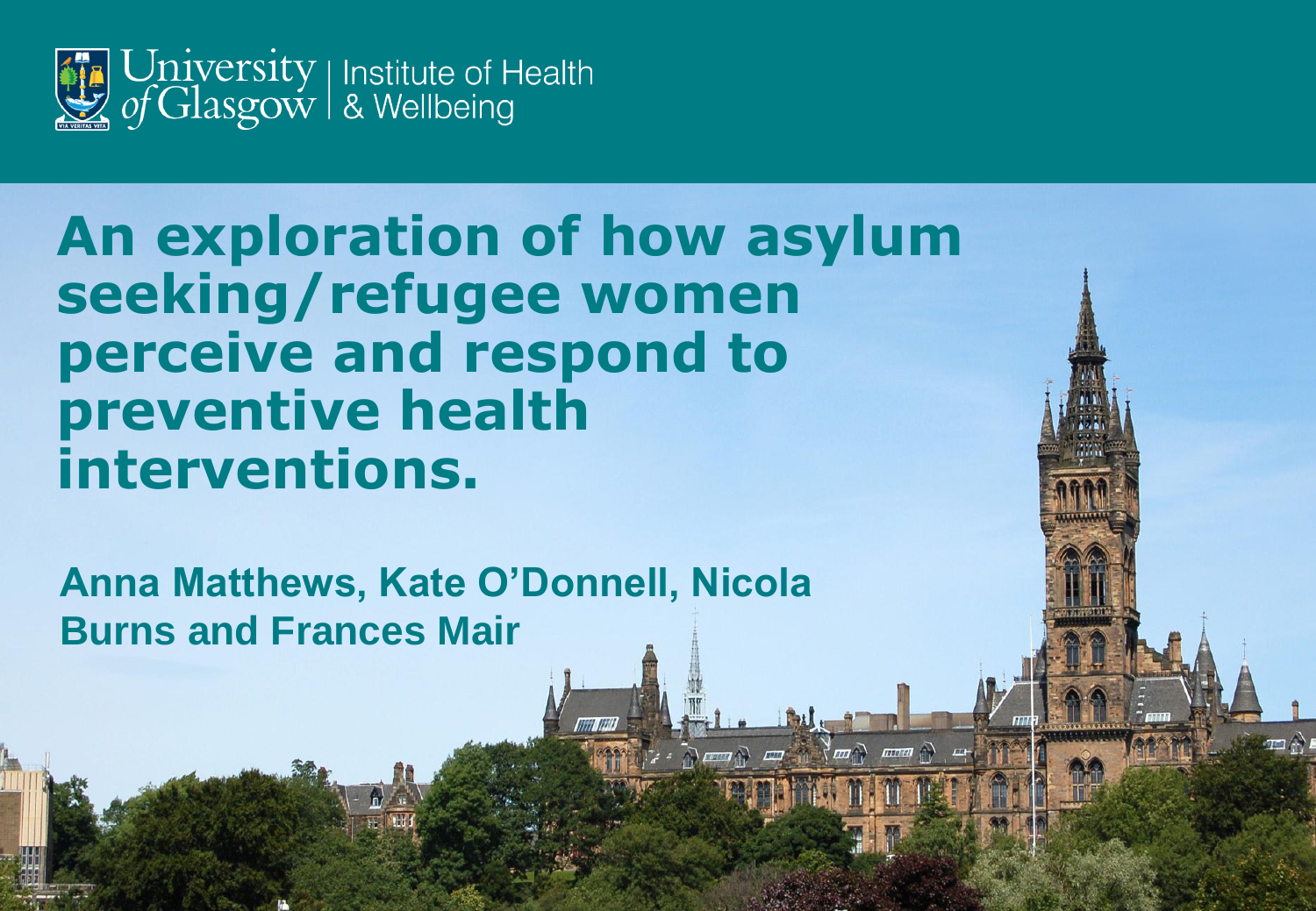University of Glasgow | Institute of Health & Wellbeing

# An exploration of how asylum seeking/refugee women perceive and respond to preventive health interventions.

**Anna Matthews, Kate O'Donnell, Nicola Burns and Frances Mair**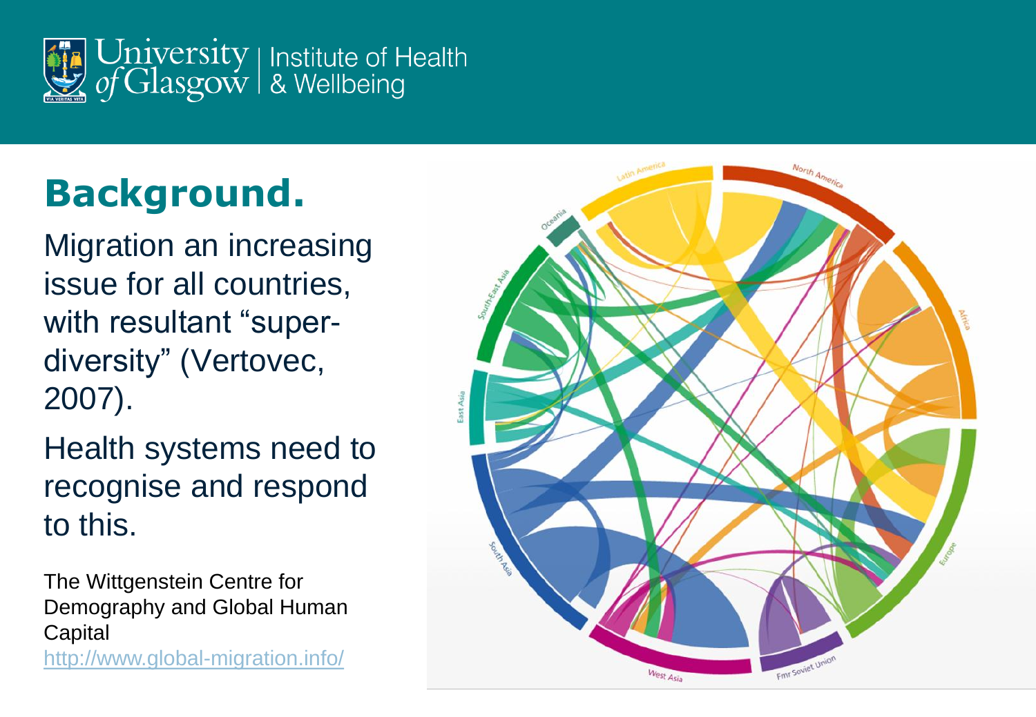# Background.

Migration an increasing issue for all countries, with resultant "super-diversity" (Vertovec, 2007).

Health systems need to recognise and respond to this.

The Wittgenstein Centre for Demography and Global Human Capital
http://www.global-migration.info/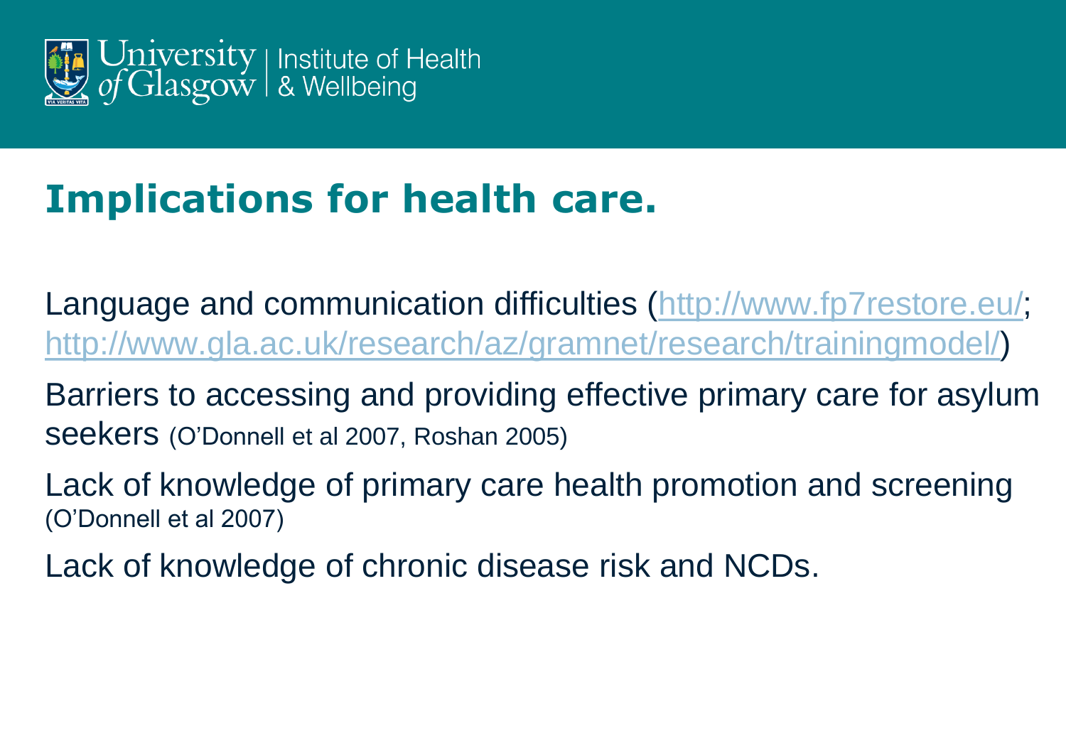# Implications for health care.

Language and communication difficulties (http://www.fp7restore.eu/; http://www.gla.ac.uk/research/az/gramnet/research/trainingmodel/)

Barriers to accessing and providing effective primary care for asylum seekers (O'Donnell et al 2007, Roshan 2005)

Lack of knowledge of primary care health promotion and screening (O'Donnell et al 2007)

Lack of knowledge of chronic disease risk and NCDs.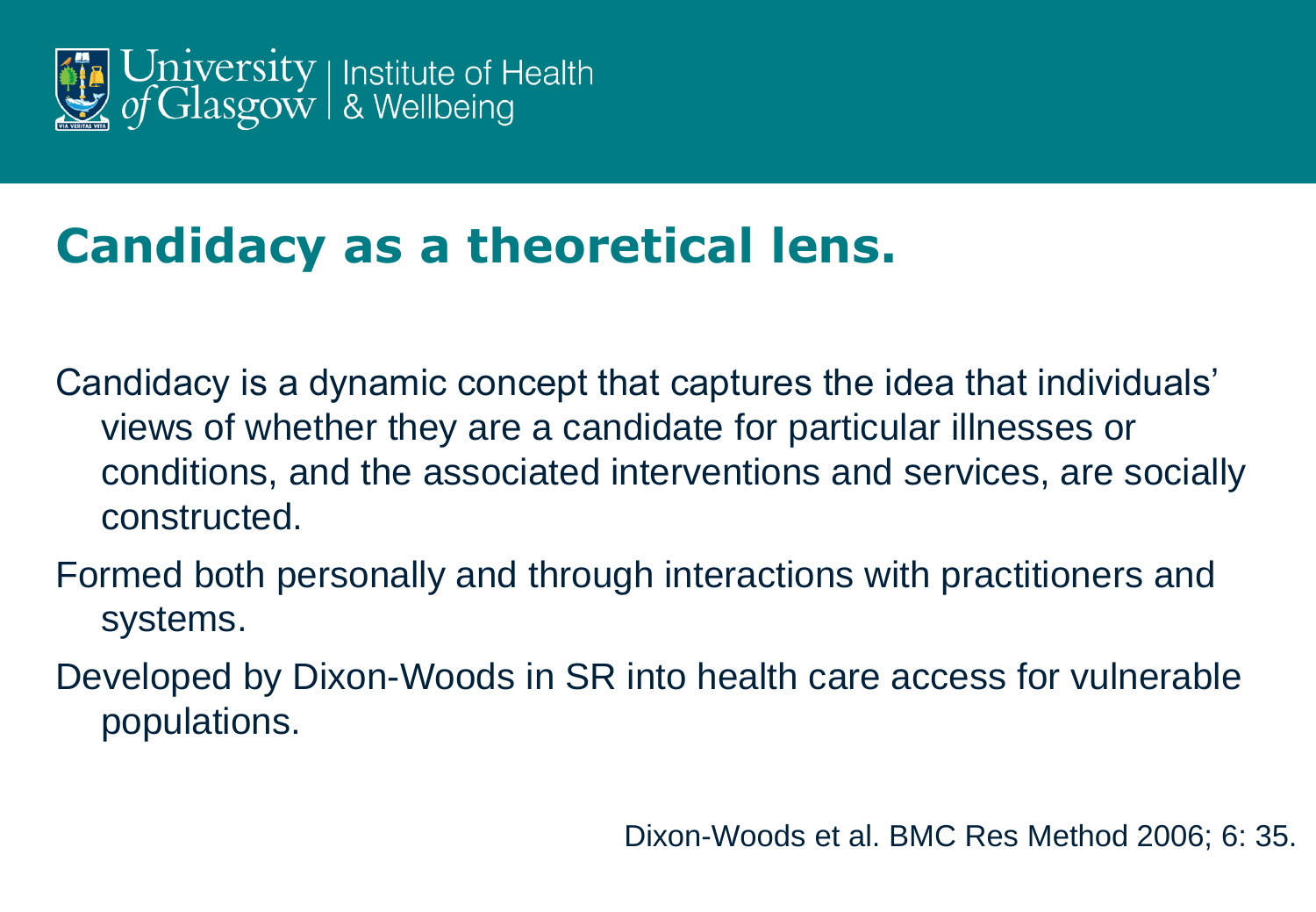# Candidacy as a theoretical lens.

Candidacy is a dynamic concept that captures the idea that individuals' views of whether they are a candidate for particular illnesses or conditions, and the associated interventions and services, are socially constructed.

Formed both personally and through interactions with practitioners and systems.

Developed by Dixon-Woods in SR into health care access for vulnerable populations.

Dixon-Woods et al. BMC Res Method 2006; 6: 35.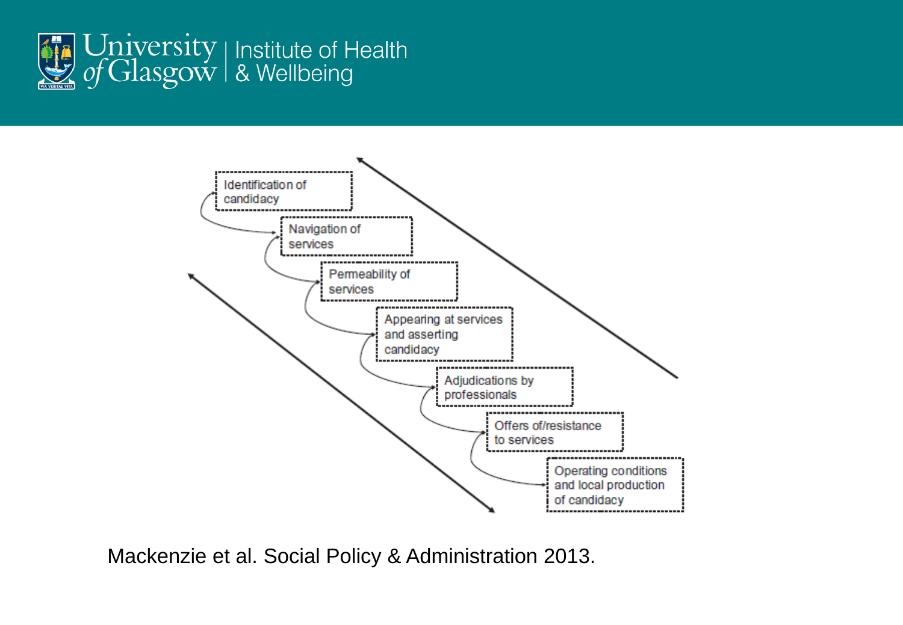Identification of candidacy

Navigation of services

Permeability of services

Appearing at services and asserting candidacy

Adjudications by professionals

Offers of/resistance to services

Operating conditions and local production of candidacy

Mackenzie et al. Social Policy & Administration 2013.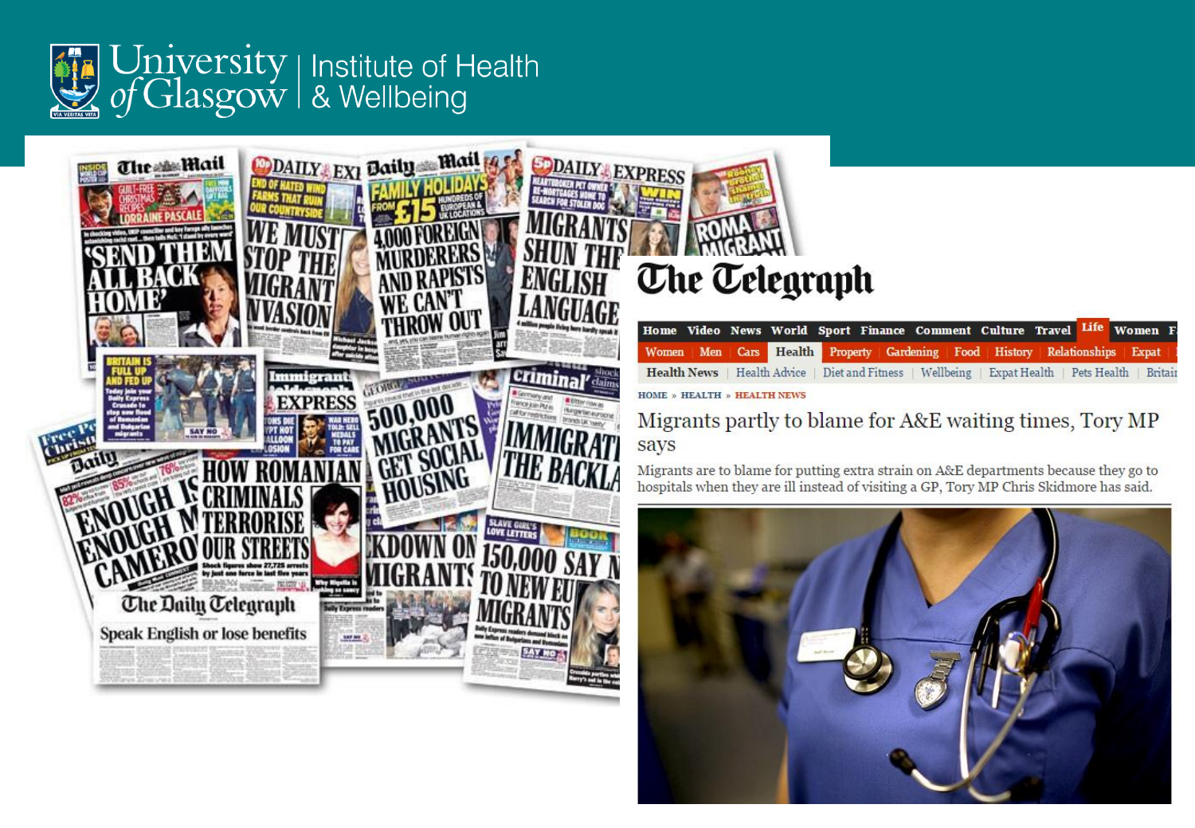# The Telegraph

Migrants partly to blame for A&E waiting times, Tory MP says

Migrants are to blame for putting extra strain on A&E departments because they go to hospitals when they are ill instead of visiting a GP, Tory MP Chris Skidmore has said.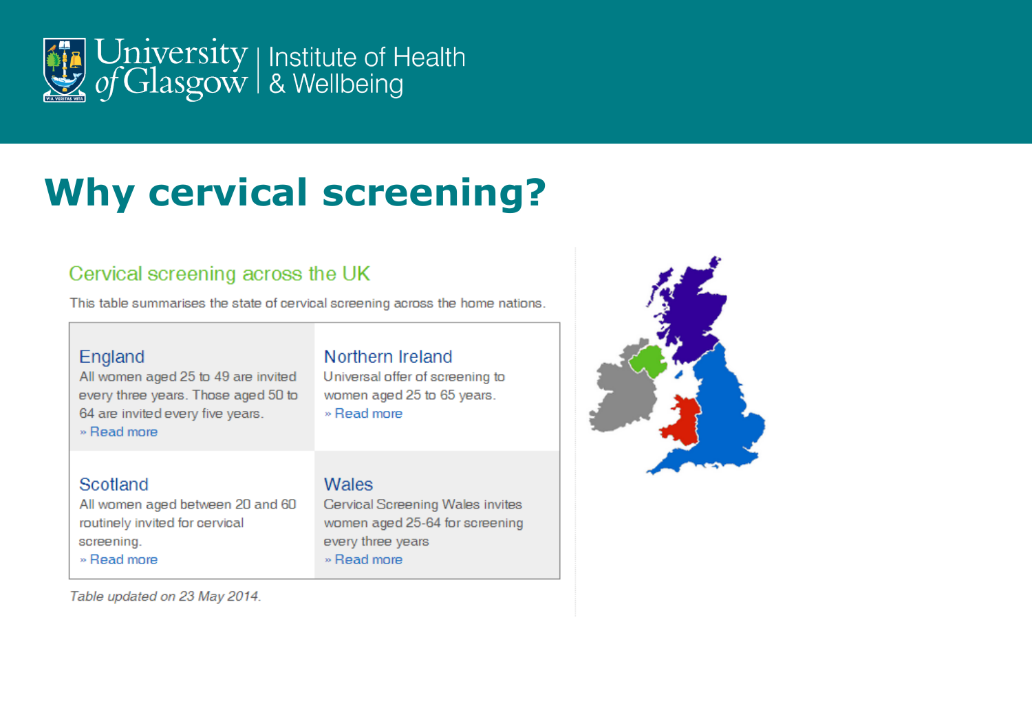# Why cervical screening?

## Cervical screening across the UK

This table summarises the state of cervical screening across the home nations.

| England | Northern Ireland |
|---|---|
| All women aged 25 to 49 are invited every three years. Those aged 50 to 64 are invited every five years. » Read more | Universal offer of screening to women aged 25 to 65 years. » Read more |
| **Scotland** | **Wales** |
| All women aged between 20 and 60 routinely invited for cervical screening. » Read more | Cervical Screening Wales invites women aged 25-64 for screening every three years » Read more |

*Table updated on 23 May 2014.*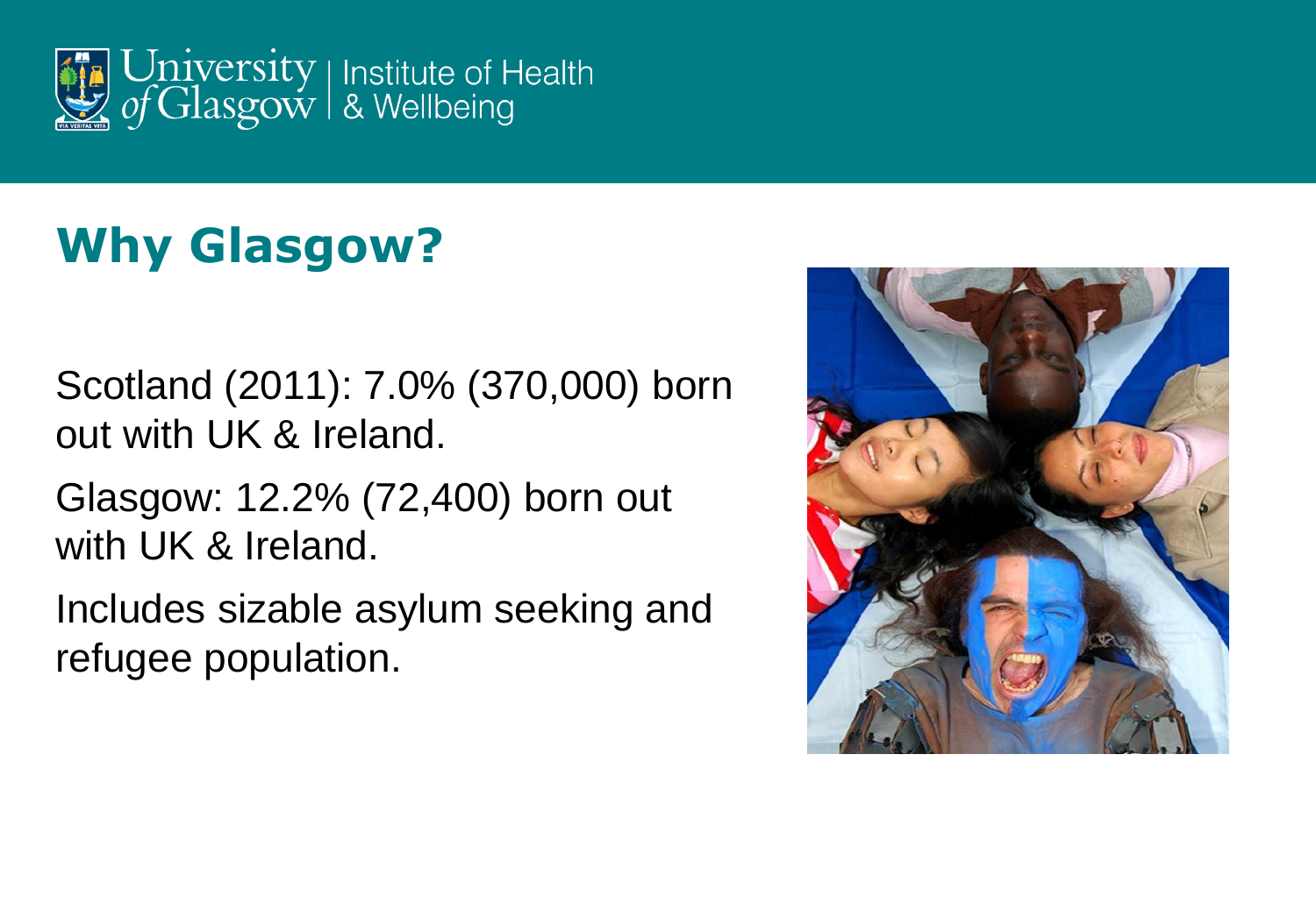## Why Glasgow?

Scotland (2011): 7.0% (370,000) born out with UK & Ireland.

Glasgow: 12.2% (72,400) born out with UK & Ireland.

Includes sizable asylum seeking and refugee population.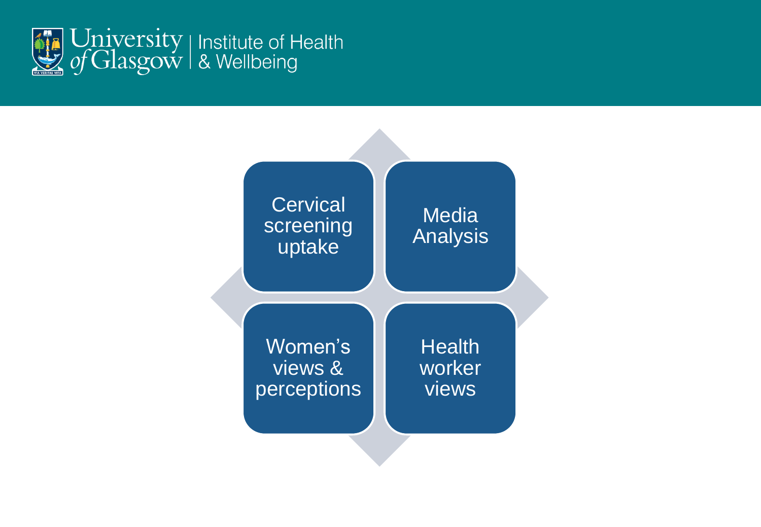- Cervical screening uptake
- Media Analysis
- Women's views & perceptions
- Health worker views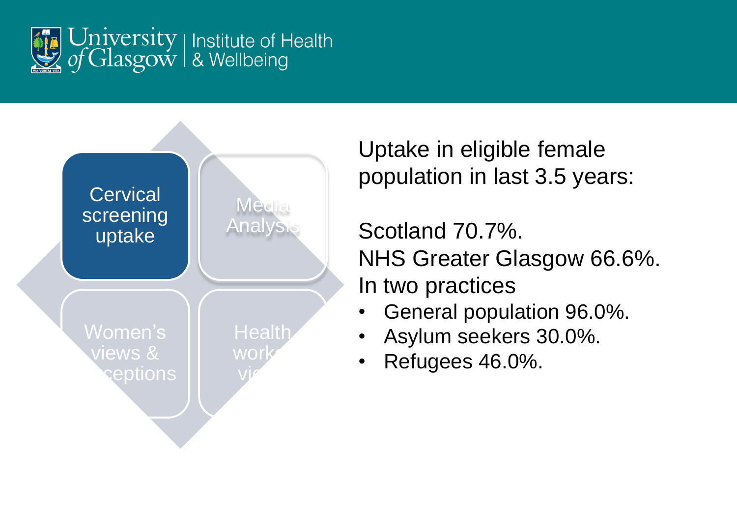Cervical screening uptake

Media Analysis

Women's views & perceptions

Health workers views

Uptake in eligible female population in last 3.5 years:

Scotland 70.7%.

NHS Greater Glasgow 66.6%.

In two practices

- General population 96.0%.
- Asylum seekers 30.0%.
- Refugees 46.0%.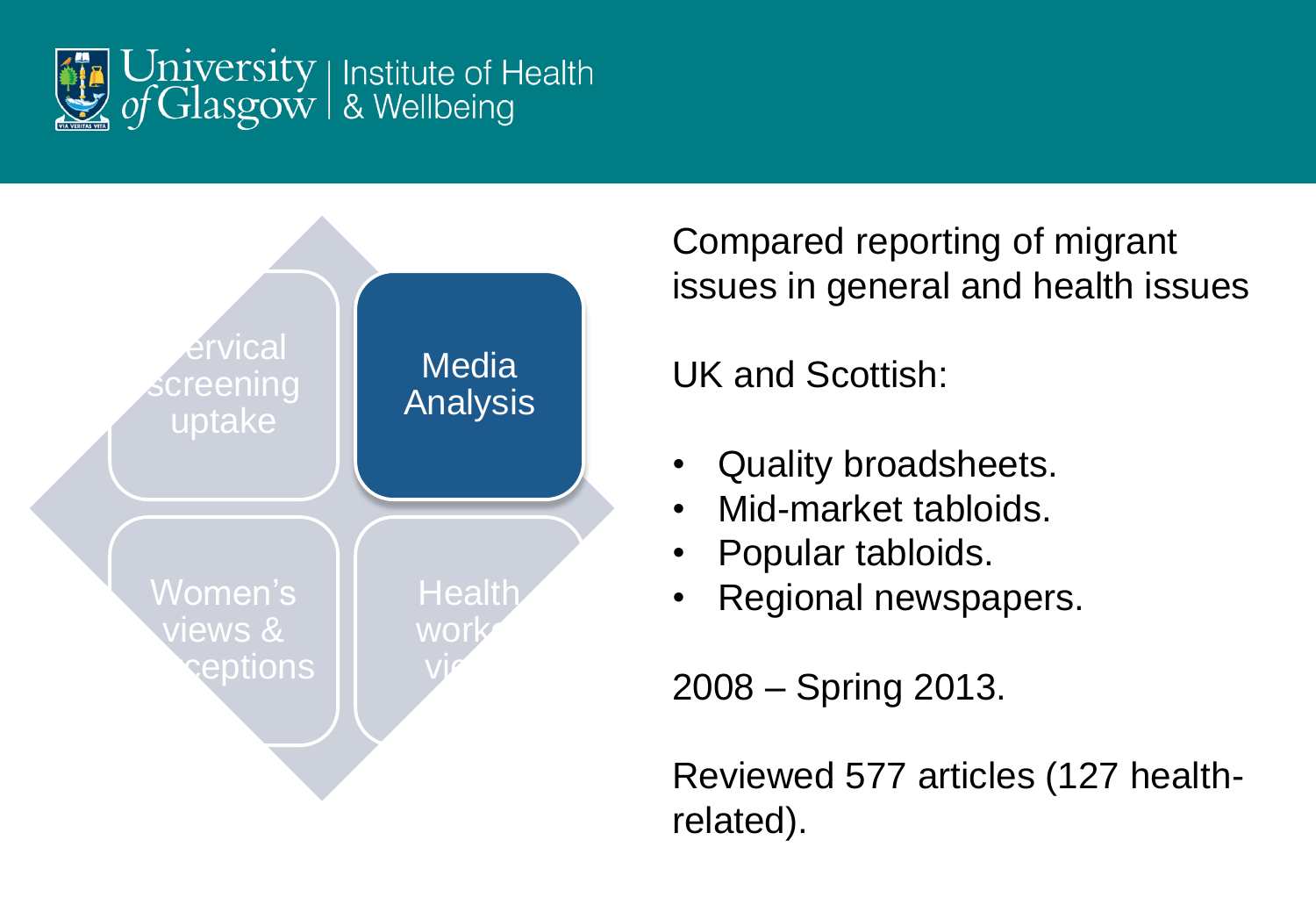Cervical screening uptake

**Media Analysis**

Women's views & perceptions

Health workers views

Compared reporting of migrant issues in general and health issues

UK and Scottish:

- Quality broadsheets.
- Mid-market tabloids.
- Popular tabloids.
- Regional newspapers.

2008 – Spring 2013.

Reviewed 577 articles (127 health-related).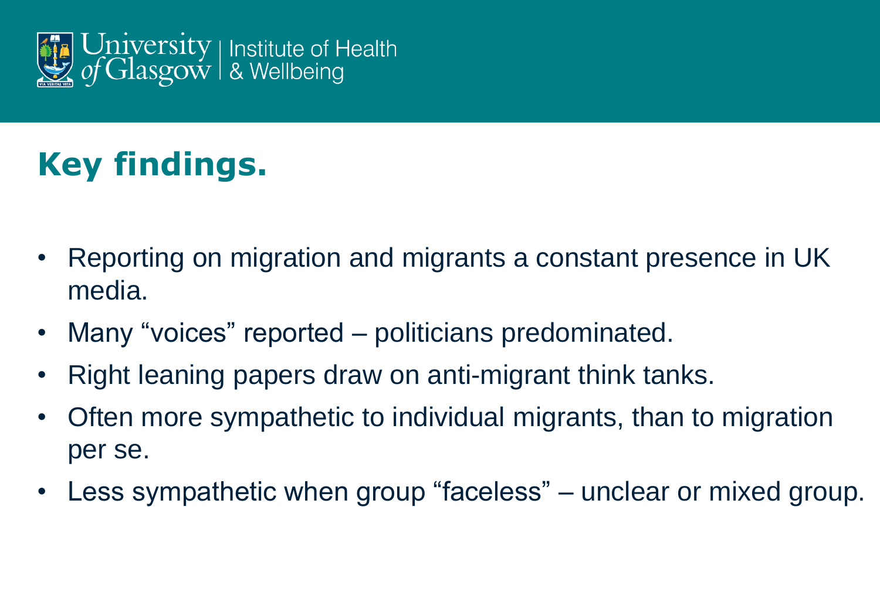## Key findings.

- Reporting on migration and migrants a constant presence in UK media.
- Many “voices” reported – politicians predominated.
- Right leaning papers draw on anti-migrant think tanks.
- Often more sympathetic to individual migrants, than to migration per se.
- Less sympathetic when group “faceless” – unclear or mixed group.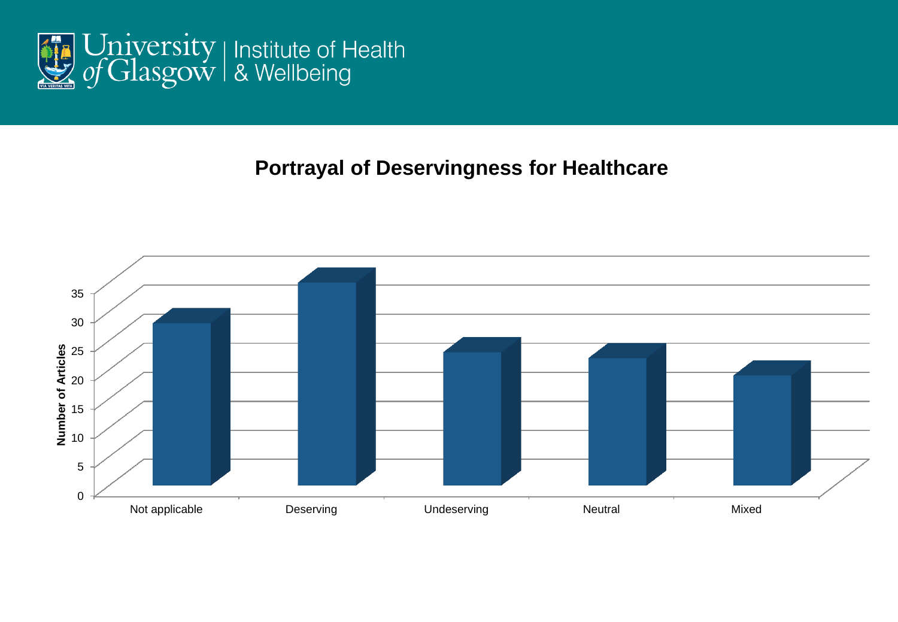## Portrayal of Deservingness for Healthcare

Number of Articles

35
30
25
20
15
10
5
0

Not applicable | Deserving | Undeserving | Neutral | Mixed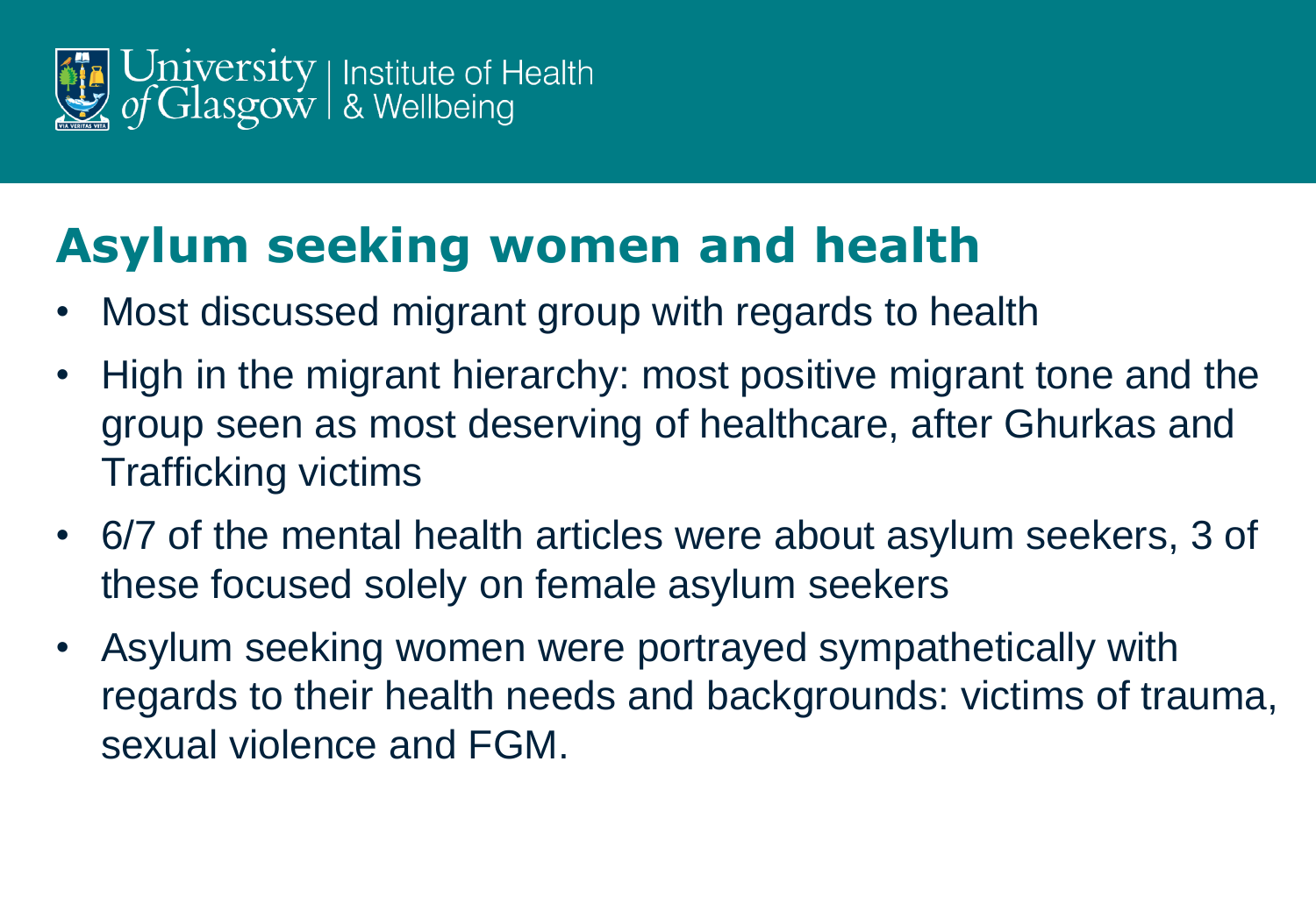## Asylum seeking women and health

- Most discussed migrant group with regards to health
- High in the migrant hierarchy: most positive migrant tone and the group seen as most deserving of healthcare, after Ghurkas and Trafficking victims
- 6/7 of the mental health articles were about asylum seekers, 3 of these focused solely on female asylum seekers
- Asylum seeking women were portrayed sympathetically with regards to their health needs and backgrounds: victims of trauma, sexual violence and FGM.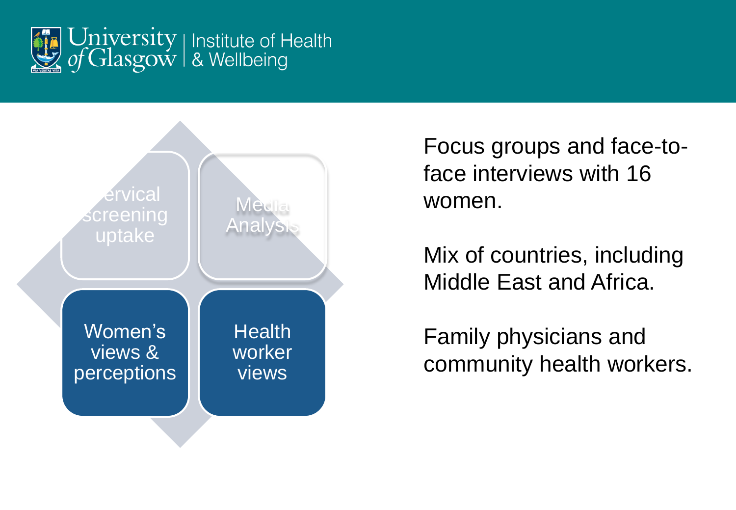University of Glasgow | Institute of Health & Wellbeing

- Cervical screening uptake
- Media Analysis
- Women's views & perceptions
- Health worker views

Focus groups and face-to-face interviews with 16 women.

Mix of countries, including Middle East and Africa.

Family physicians and community health workers.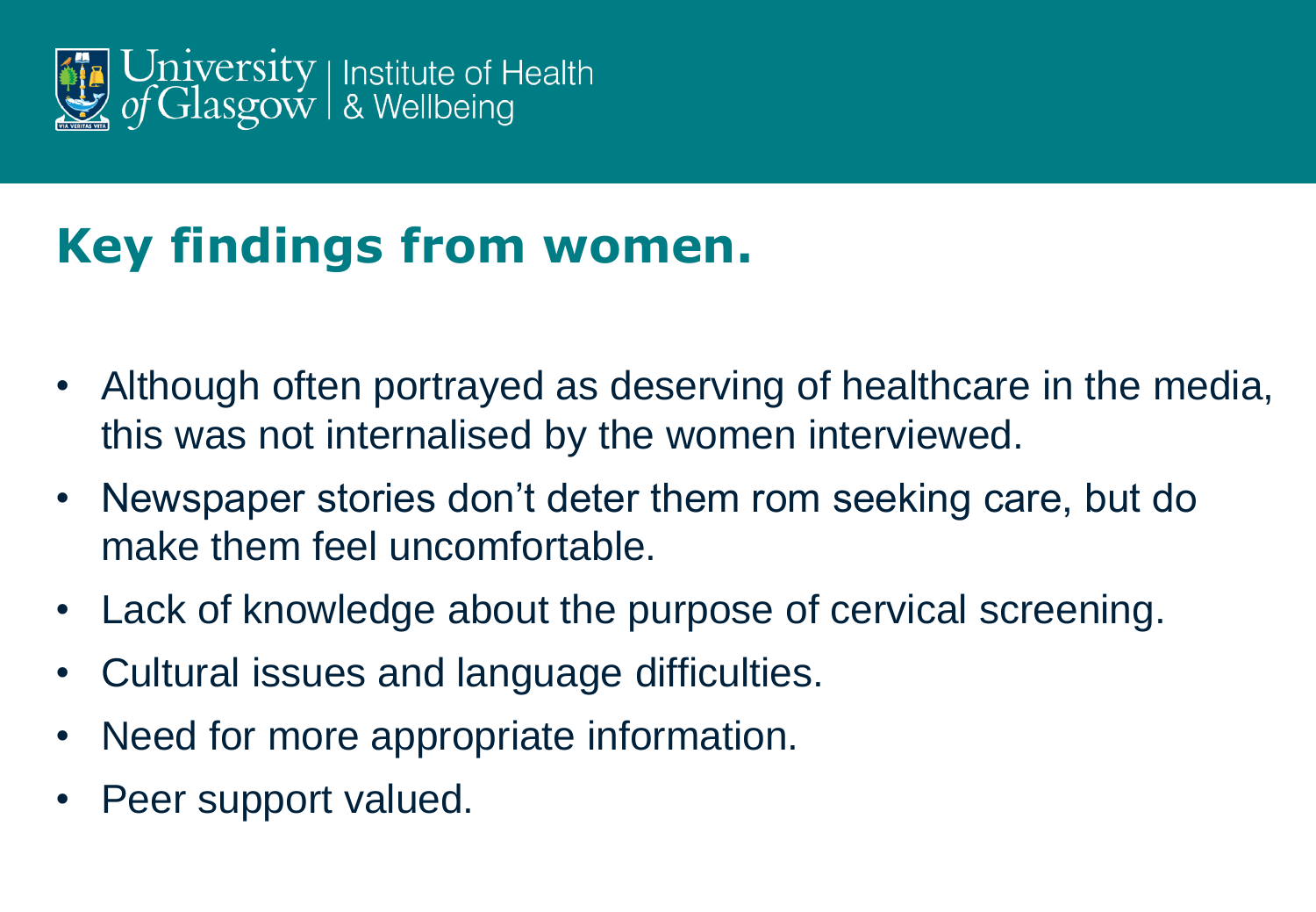# Key findings from women.

- Although often portrayed as deserving of healthcare in the media, this was not internalised by the women interviewed.
- Newspaper stories don't deter them rom seeking care, but do make them feel uncomfortable.
- Lack of knowledge about the purpose of cervical screening.
- Cultural issues and language difficulties.
- Need for more appropriate information.
- Peer support valued.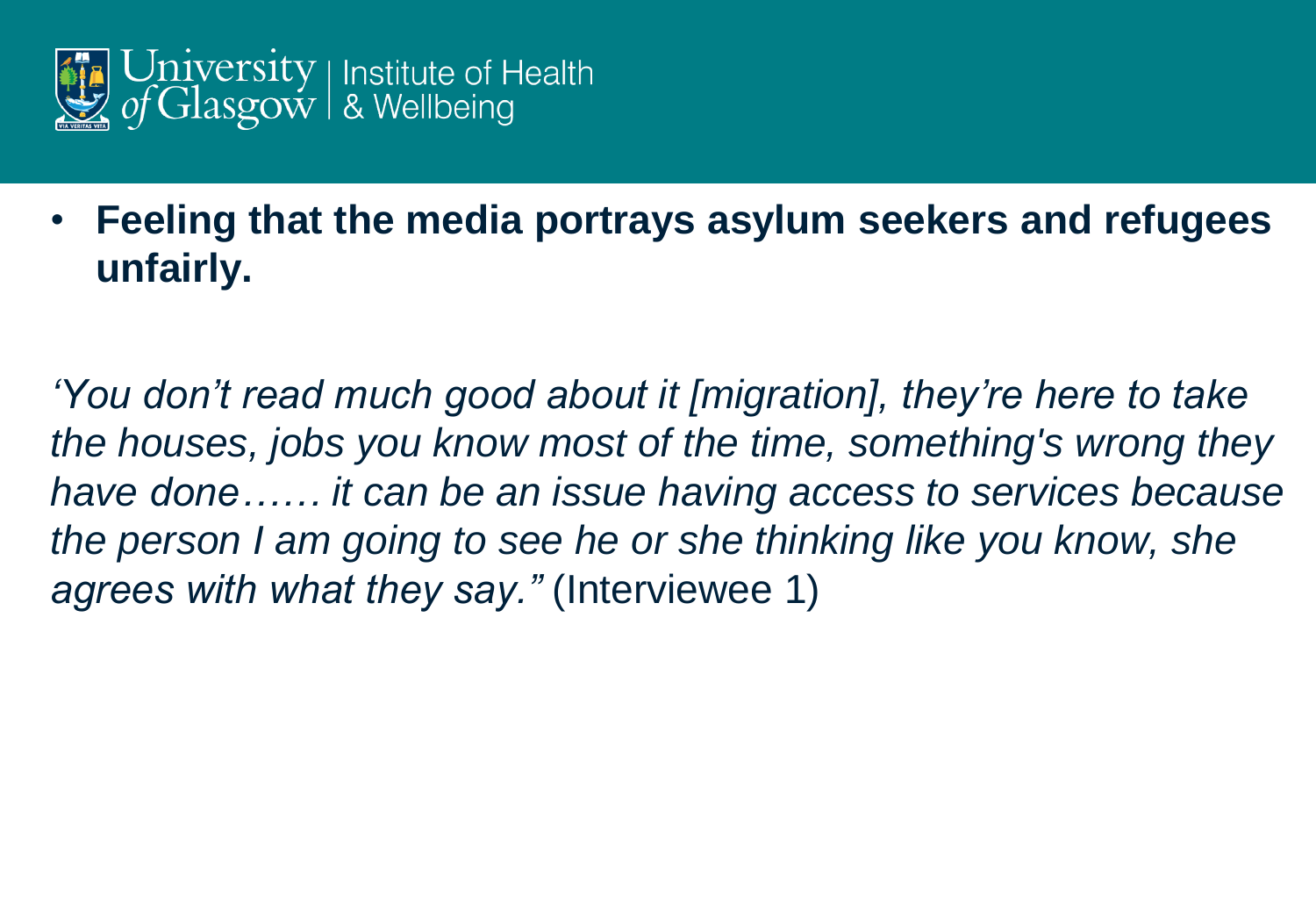- **Feeling that the media portrays asylum seekers and refugees unfairly.**

*'You don't read much good about it [migration], they're here to take the houses, jobs you know most of the time, something's wrong they have done…… it can be an issue having access to services because the person I am going to see he or she thinking like you know, she agrees with what they say."* (Interviewee 1)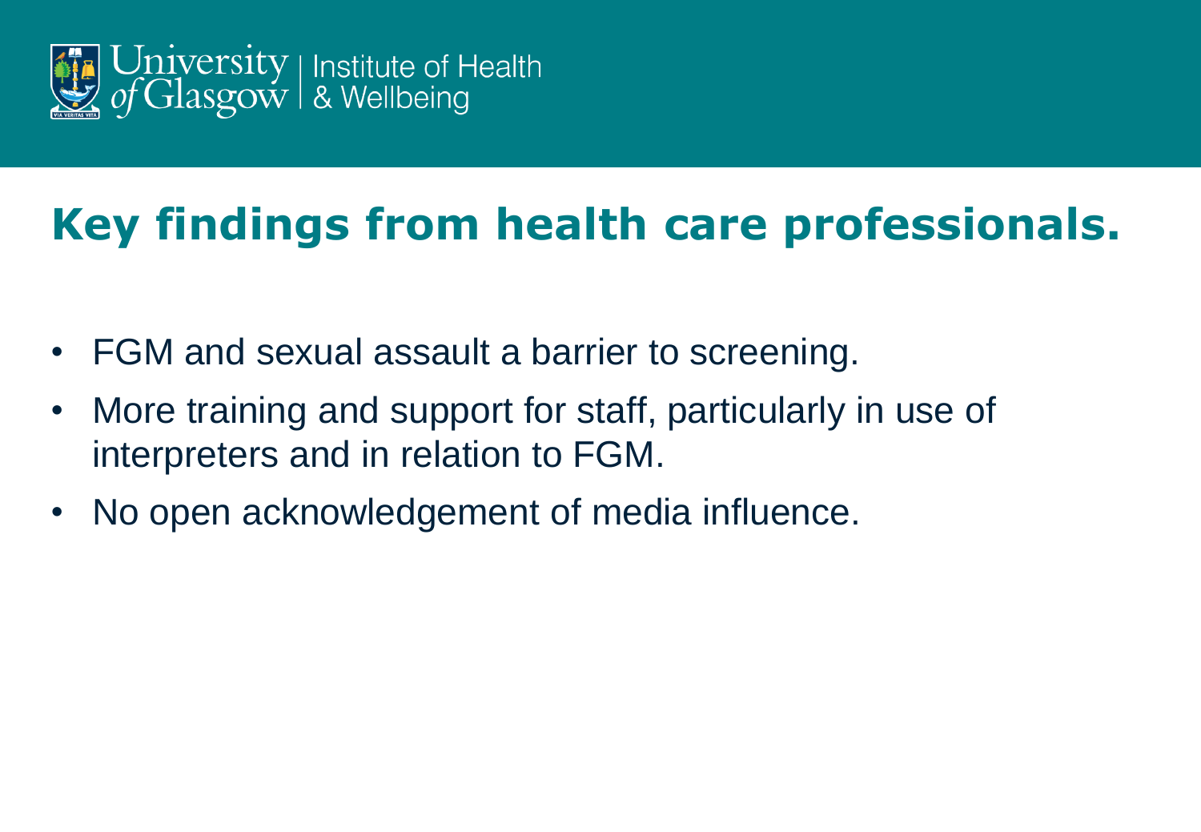# Key findings from health care professionals.

- FGM and sexual assault a barrier to screening.
- More training and support for staff, particularly in use of interpreters and in relation to FGM.
- No open acknowledgement of media influence.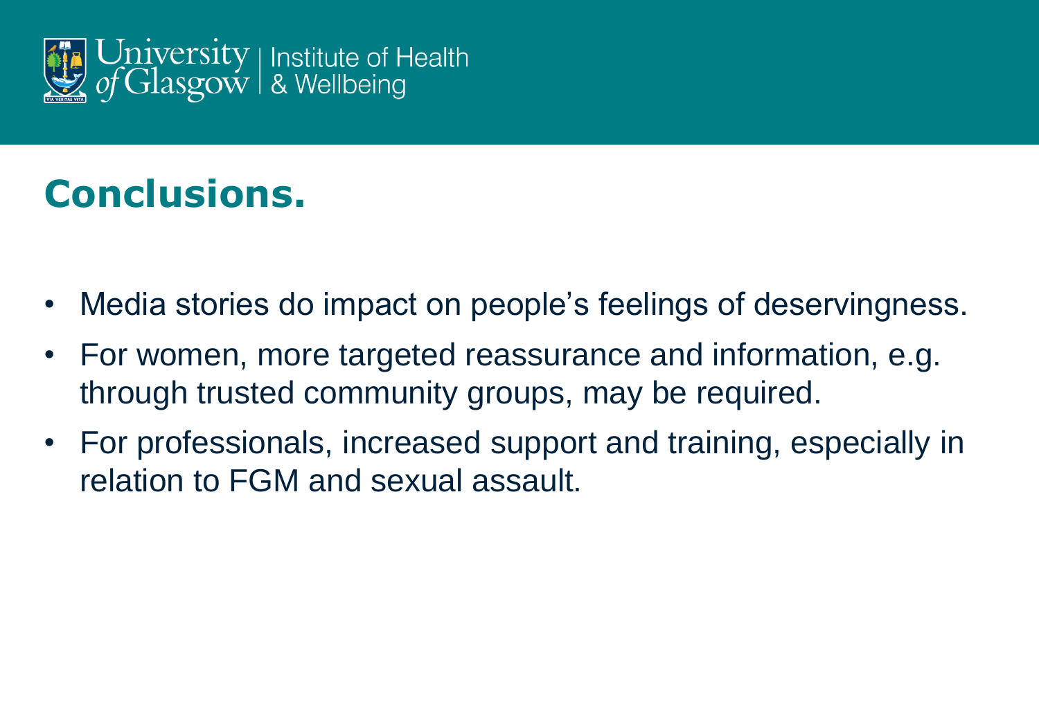## Conclusions.

- Media stories do impact on people's feelings of deservingness.
- For women, more targeted reassurance and information, e.g. through trusted community groups, may be required.
- For professionals, increased support and training, especially in relation to FGM and sexual assault.